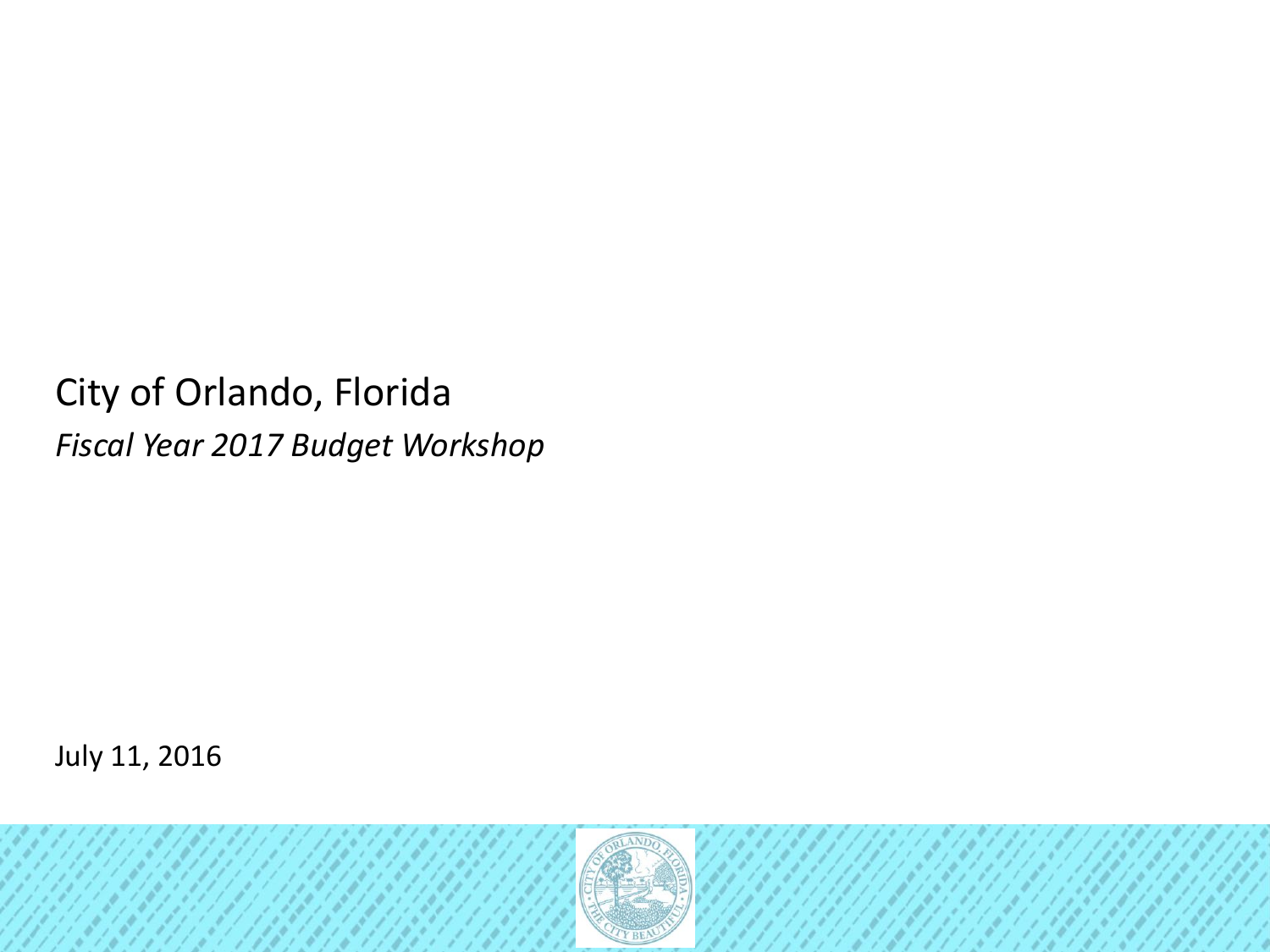# City of Orlando, Florida

*Fiscal Year 2017 Budget Workshop*

July 11, 2016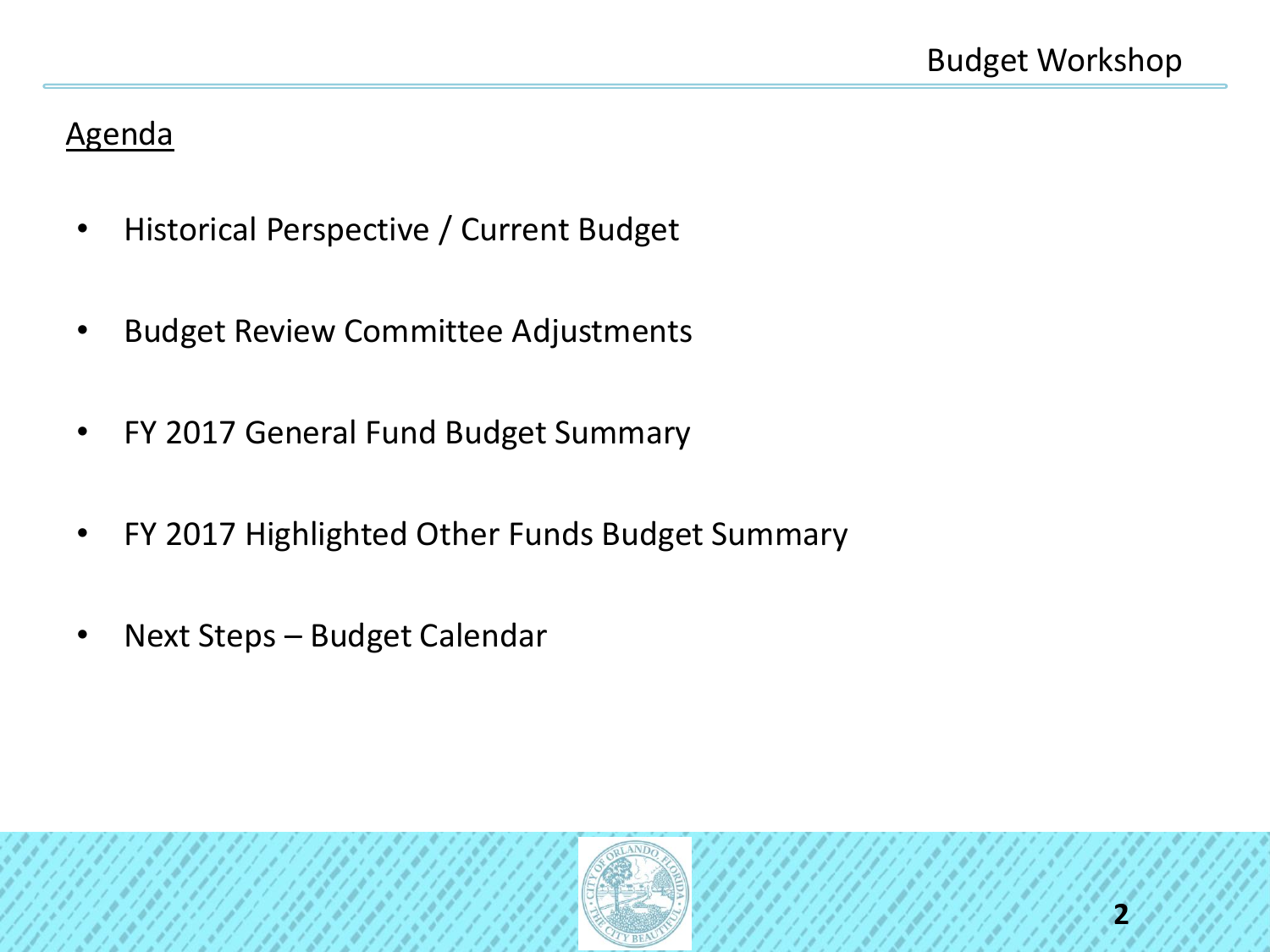## Agenda

- Historical Perspective / Current Budget
- Budget Review Committee Adjustments
- FY 2017 General Fund Budget Summary
- FY 2017 Highlighted Other Funds Budget Summary
- Next Steps – Budget Calendar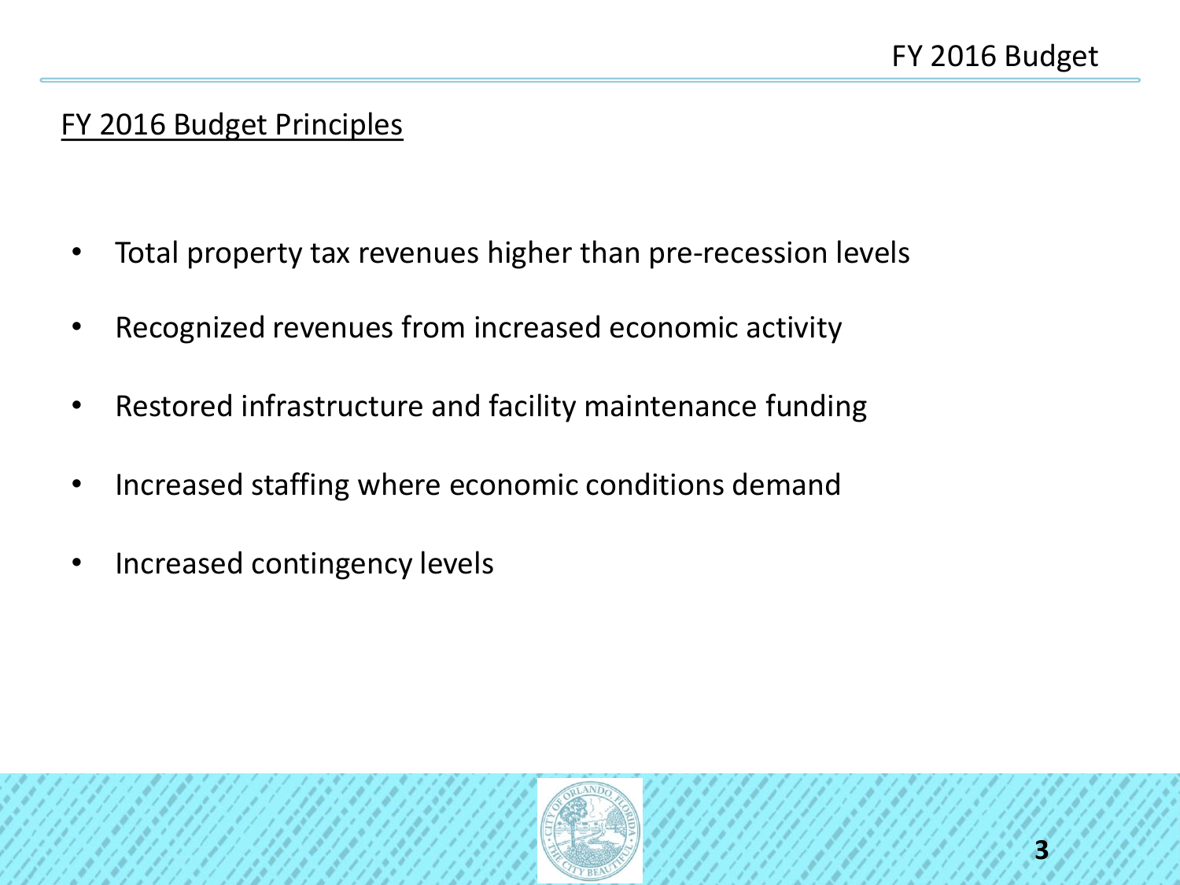## FY 2016 Budget Principles

- Total property tax revenues higher than pre-recession levels
- Recognized revenues from increased economic activity
- Restored infrastructure and facility maintenance funding
- Increased staffing where economic conditions demand
- Increased contingency levels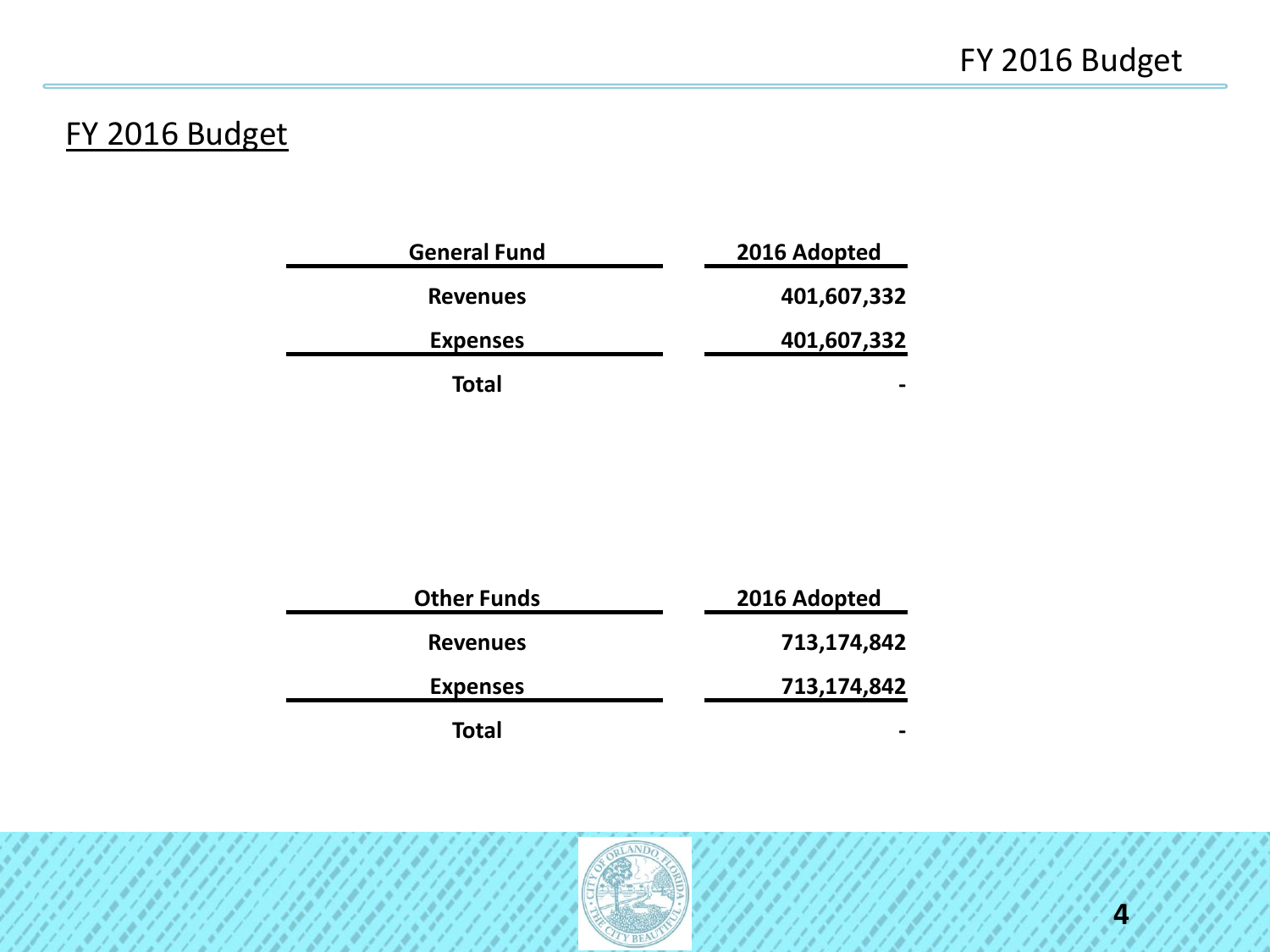## FY 2016 Budget

| General Fund | 2016 Adopted |
|---|---|
| Revenues | 401,607,332 |
| Expenses | 401,607,332 |
| Total | - |

| Other Funds | 2016 Adopted |
|---|---|
| Revenues | 713,174,842 |
| Expenses | 713,174,842 |
| Total | - |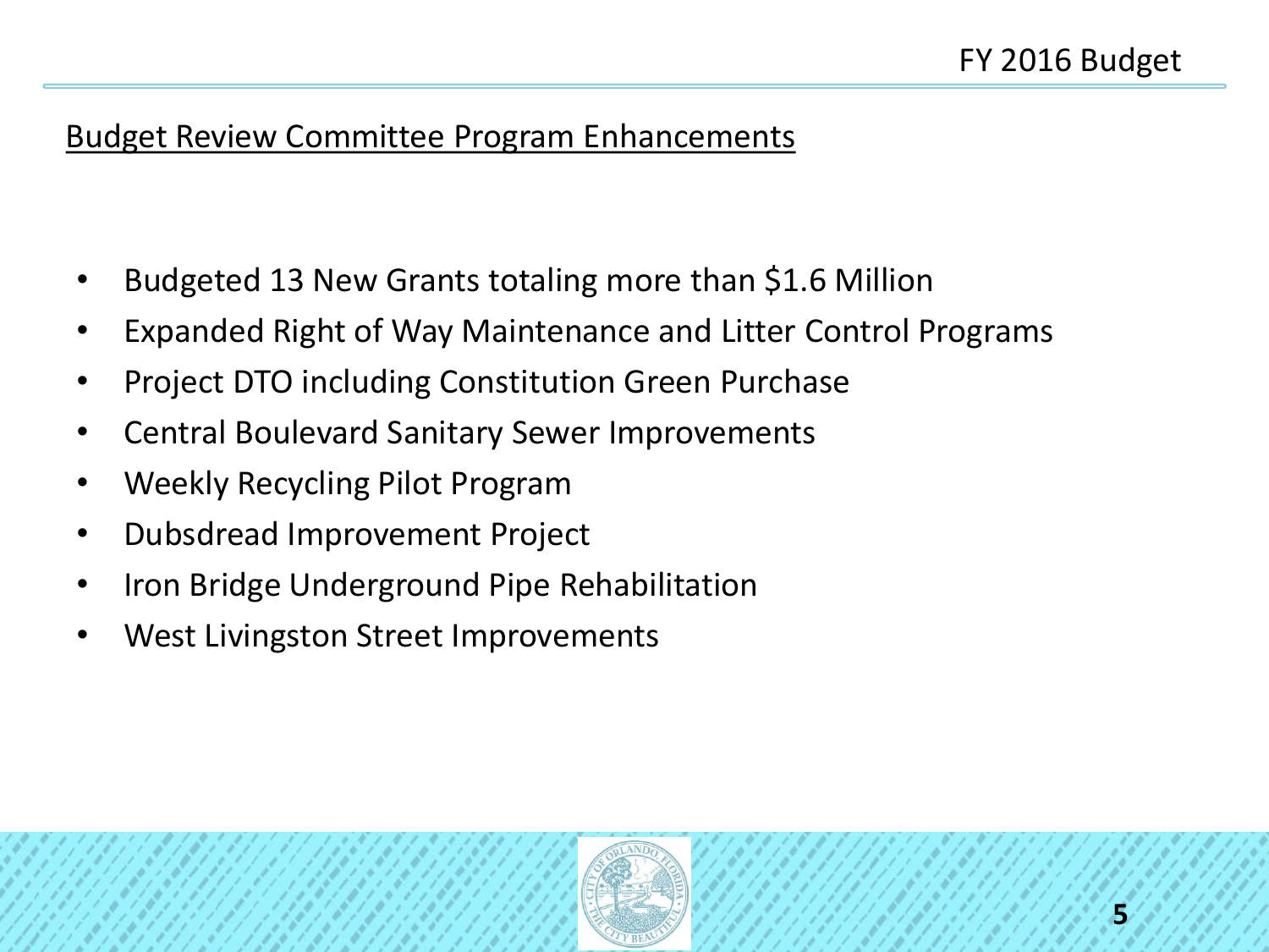## Budget Review Committee Program Enhancements

- Budgeted 13 New Grants totaling more than $1.6 Million
- Expanded Right of Way Maintenance and Litter Control Programs
- Project DTO including Constitution Green Purchase
- Central Boulevard Sanitary Sewer Improvements
- Weekly Recycling Pilot Program
- Dubsdread Improvement Project
- Iron Bridge Underground Pipe Rehabilitation
- West Livingston Street Improvements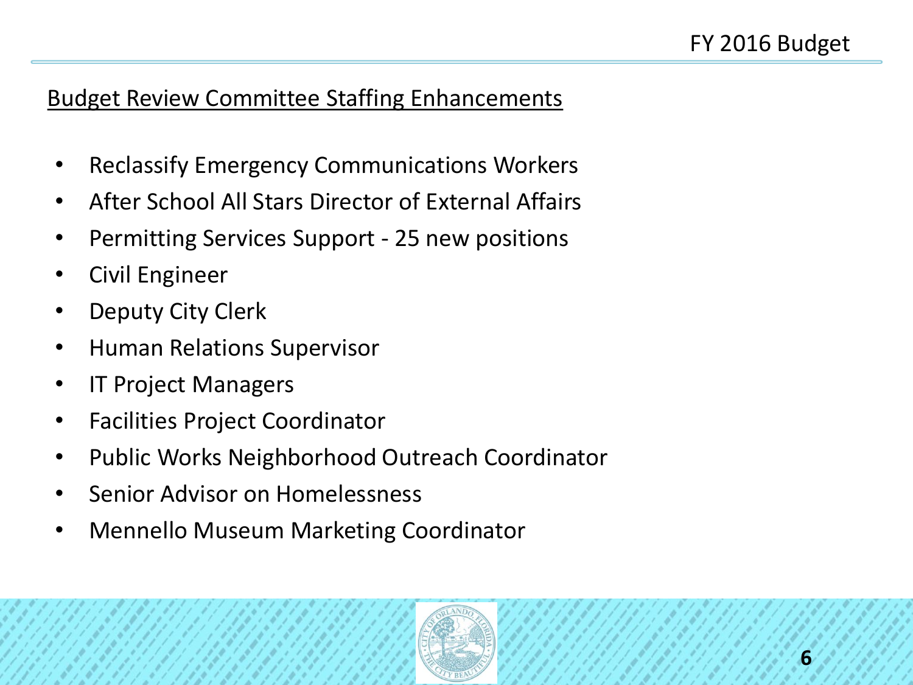## Budget Review Committee Staffing Enhancements

- Reclassify Emergency Communications Workers
- After School All Stars Director of External Affairs
- Permitting Services Support - 25 new positions
- Civil Engineer
- Deputy City Clerk
- Human Relations Supervisor
- IT Project Managers
- Facilities Project Coordinator
- Public Works Neighborhood Outreach Coordinator
- Senior Advisor on Homelessness
- Mennello Museum Marketing Coordinator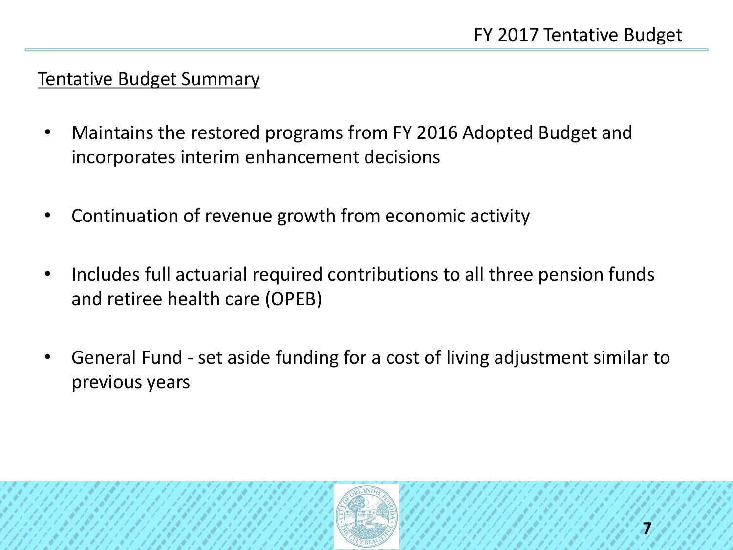## Tentative Budget Summary

- Maintains the restored programs from FY 2016 Adopted Budget and incorporates interim enhancement decisions
- Continuation of revenue growth from economic activity
- Includes full actuarial required contributions to all three pension funds and retiree health care (OPEB)
- General Fund - set aside funding for a cost of living adjustment similar to previous years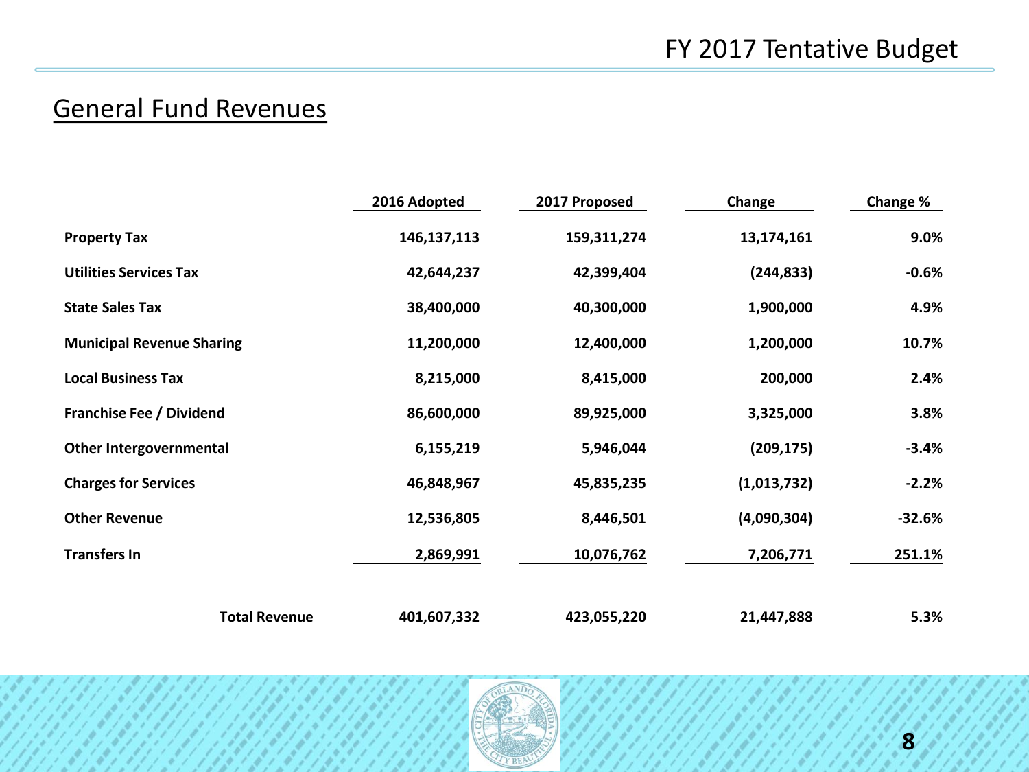# FY 2017 Tentative Budget

## General Fund Revenues

| | 2016 Adopted | 2017 Proposed | Change | Change % |
|---|---|---|---|---|
| **Property Tax** | **146,137,113** | **159,311,274** | **13,174,161** | **9.0%** |
| **Utilities Services Tax** | **42,644,237** | **42,399,404** | **(244,833)** | **-0.6%** |
| **State Sales Tax** | **38,400,000** | **40,300,000** | **1,900,000** | **4.9%** |
| **Municipal Revenue Sharing** | **11,200,000** | **12,400,000** | **1,200,000** | **10.7%** |
| **Local Business Tax** | **8,215,000** | **8,415,000** | **200,000** | **2.4%** |
| **Franchise Fee / Dividend** | **86,600,000** | **89,925,000** | **3,325,000** | **3.8%** |
| **Other Intergovernmental** | **6,155,219** | **5,946,044** | **(209,175)** | **-3.4%** |
| **Charges for Services** | **46,848,967** | **45,835,235** | **(1,013,732)** | **-2.2%** |
| **Other Revenue** | **12,536,805** | **8,446,501** | **(4,090,304)** | **-32.6%** |
| **Transfers In** | **2,869,991** | **10,076,762** | **7,206,771** | **251.1%** |
| **Total Revenue** | **401,607,332** | **423,055,220** | **21,447,888** | **5.3%** |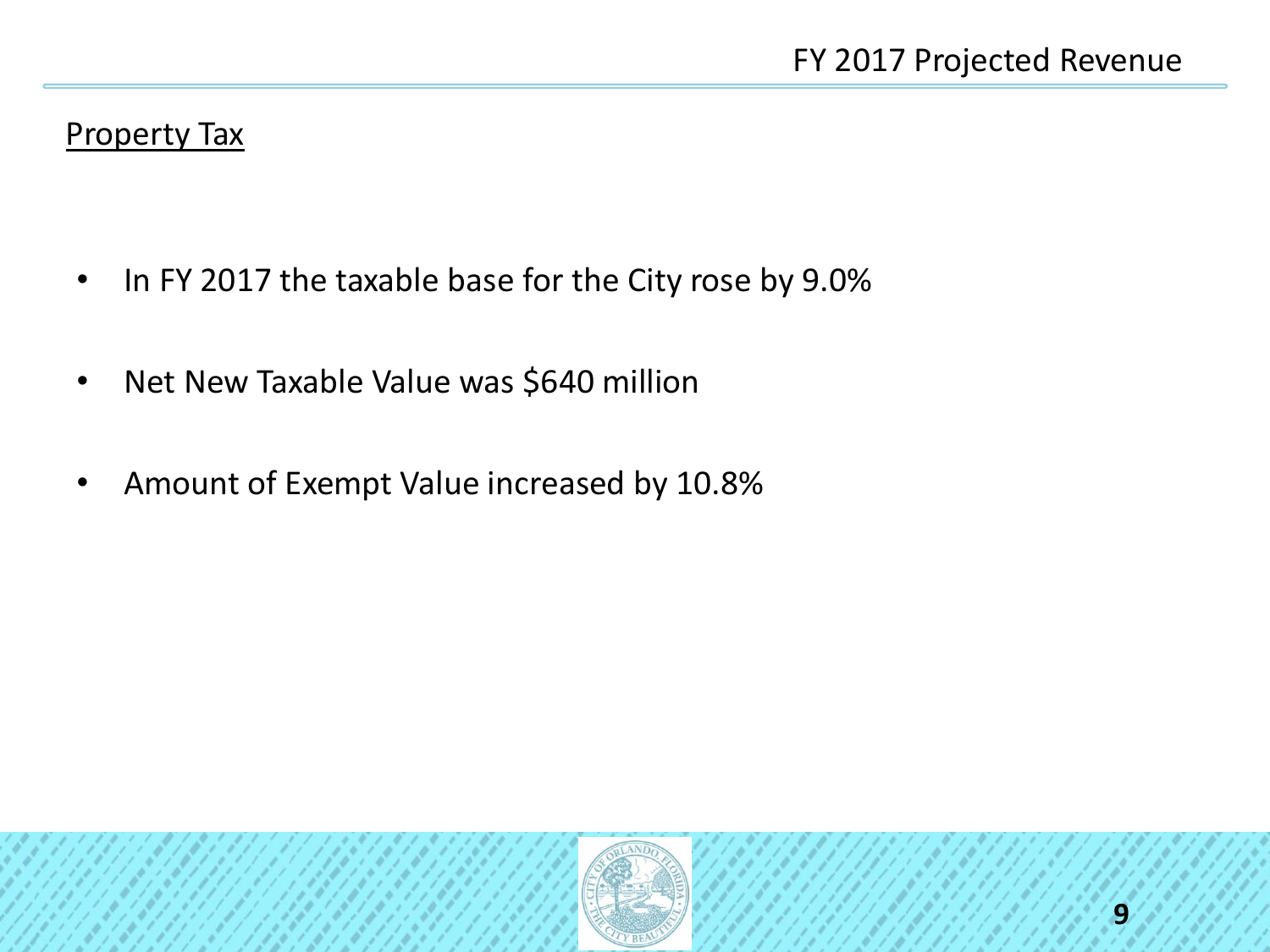# FY 2017 Projected Revenue

## Property Tax

- In FY 2017 the taxable base for the City rose by 9.0%
- Net New Taxable Value was $640 million
- Amount of Exempt Value increased by 10.8%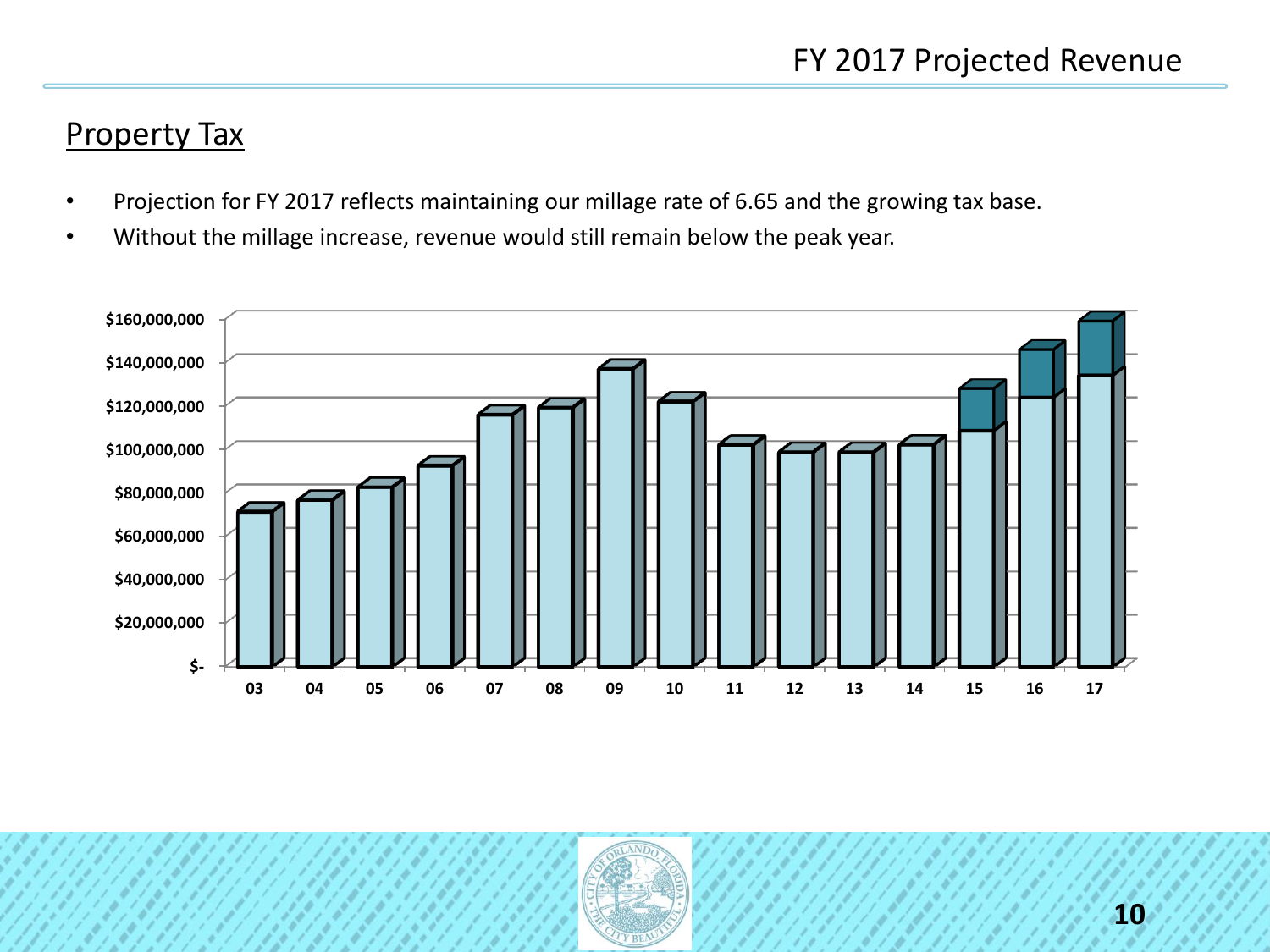# FY 2017 Projected Revenue

## Property Tax

- Projection for FY 2017 reflects maintaining our millage rate of 6.65 and the growing tax base.
- Without the millage increase, revenue would still remain below the peak year.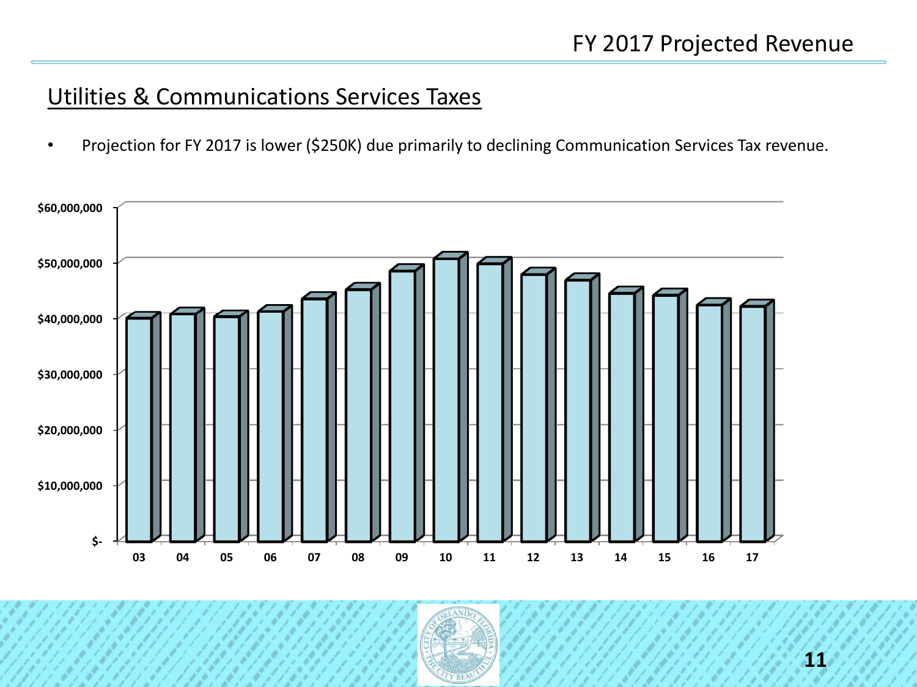# FY 2017 Projected Revenue

## Utilities & Communications Services Taxes

- Projection for FY 2017 is lower ($250K) due primarily to declining Communication Services Tax revenue.

$60,000,000
$50,000,000
$40,000,000
$30,000,000
$20,000,000
$10,000,000
$-

03 04 05 06 07 08 09 10 11 12 13 14 15 16 17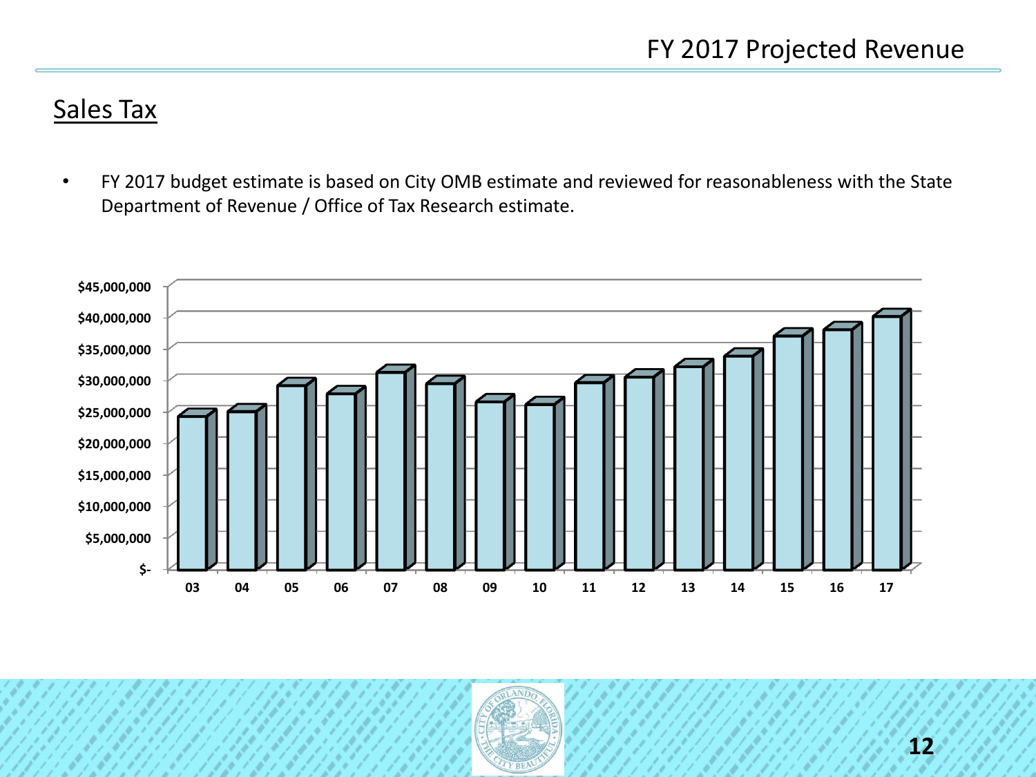# FY 2017 Projected Revenue

## Sales Tax

- FY 2017 budget estimate is based on City OMB estimate and reviewed for reasonableness with the State Department of Revenue / Office of Tax Research estimate.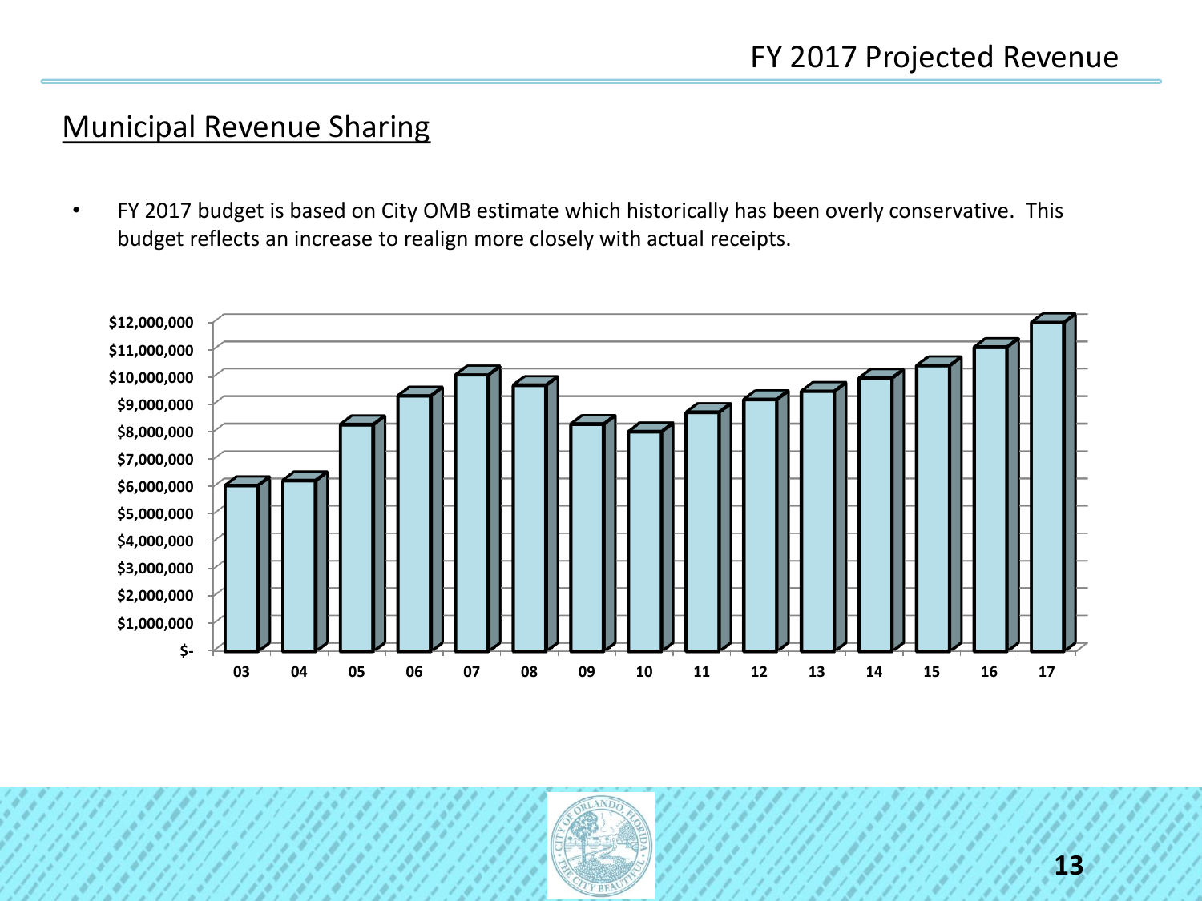# FY 2017 Projected Revenue

## Municipal Revenue Sharing

- FY 2017 budget is based on City OMB estimate which historically has been overly conservative. This budget reflects an increase to realign more closely with actual receipts.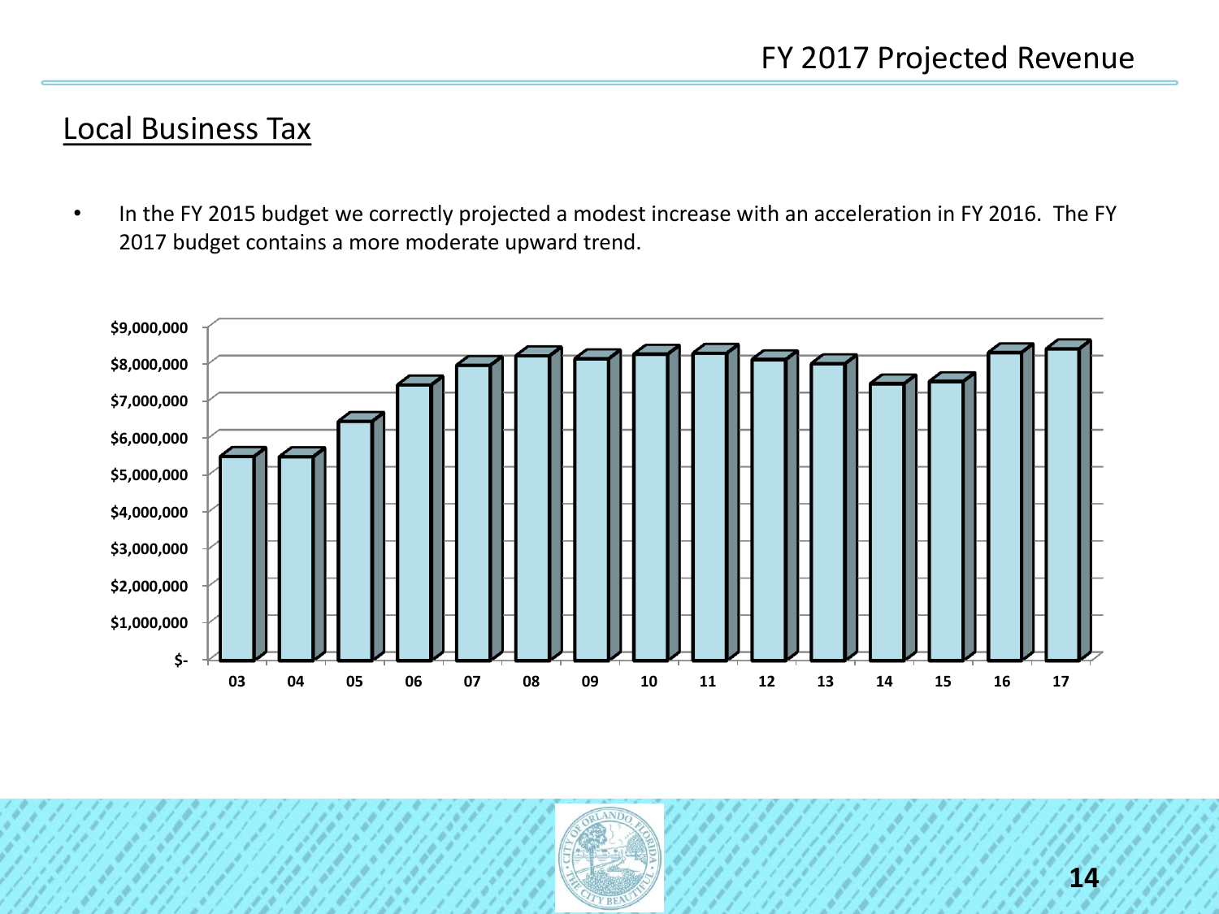# FY 2017 Projected Revenue

## Local Business Tax

- In the FY 2015 budget we correctly projected a modest increase with an acceleration in FY 2016. The FY 2017 budget contains a more moderate upward trend.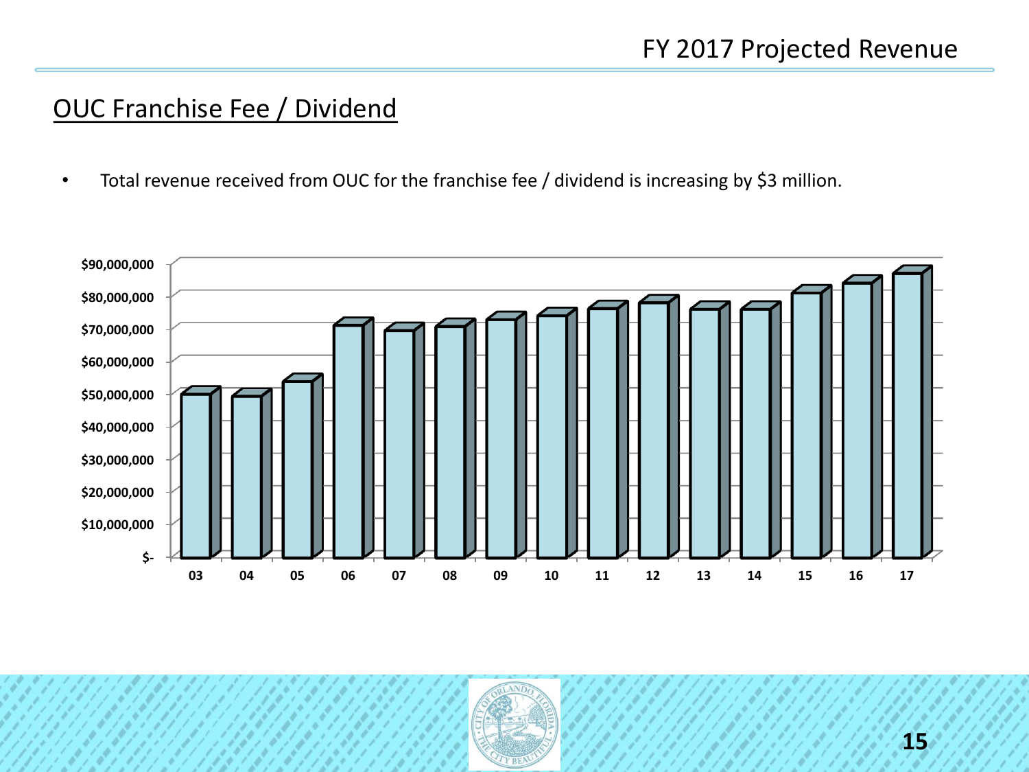## OUC Franchise Fee / Dividend

- Total revenue received from OUC for the franchise fee / dividend is increasing by $3 million.

| Fiscal Year | Revenue (approx.) |
| --- | --- |
| 03 | $49,000,000 |
| 04 | $48,500,000 |
| 05 | $53,000,000 |
| 06 | $70,000,000 |
| 07 | $68,500,000 |
| 08 | $70,000,000 |
| 09 | $72,000,000 |
| 10 | $73,500,000 |
| 11 | $75,500,000 |
| 12 | $77,500,000 |
| 13 | $75,500,000 |
| 14 | $75,500,000 |
| 15 | $80,500,000 |
| 16 | $83,500,000 |
| 17 | $86,500,000 |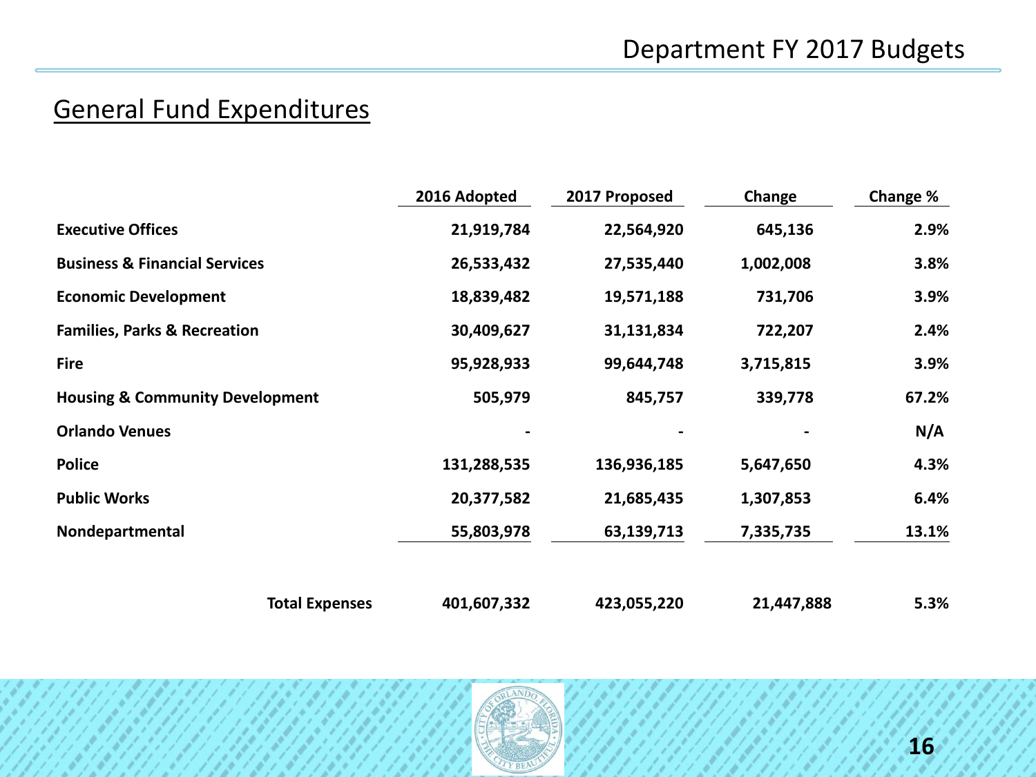# Department FY 2017 Budgets

## General Fund Expenditures

| | 2016 Adopted | 2017 Proposed | Change | Change % |
|---|---|---|---|---|
| **Executive Offices** | **21,919,784** | **22,564,920** | **645,136** | **2.9%** |
| **Business & Financial Services** | **26,533,432** | **27,535,440** | **1,002,008** | **3.8%** |
| **Economic Development** | **18,839,482** | **19,571,188** | **731,706** | **3.9%** |
| **Families, Parks & Recreation** | **30,409,627** | **31,131,834** | **722,207** | **2.4%** |
| **Fire** | **95,928,933** | **99,644,748** | **3,715,815** | **3.9%** |
| **Housing & Community Development** | **505,979** | **845,757** | **339,778** | **67.2%** |
| **Orlando Venues** | **-** | **-** | **-** | **N/A** |
| **Police** | **131,288,535** | **136,936,185** | **5,647,650** | **4.3%** |
| **Public Works** | **20,377,582** | **21,685,435** | **1,307,853** | **6.4%** |
| **Nondepartmental** | **55,803,978** | **63,139,713** | **7,335,735** | **13.1%** |
| **Total Expenses** | **401,607,332** | **423,055,220** | **21,447,888** | **5.3%** |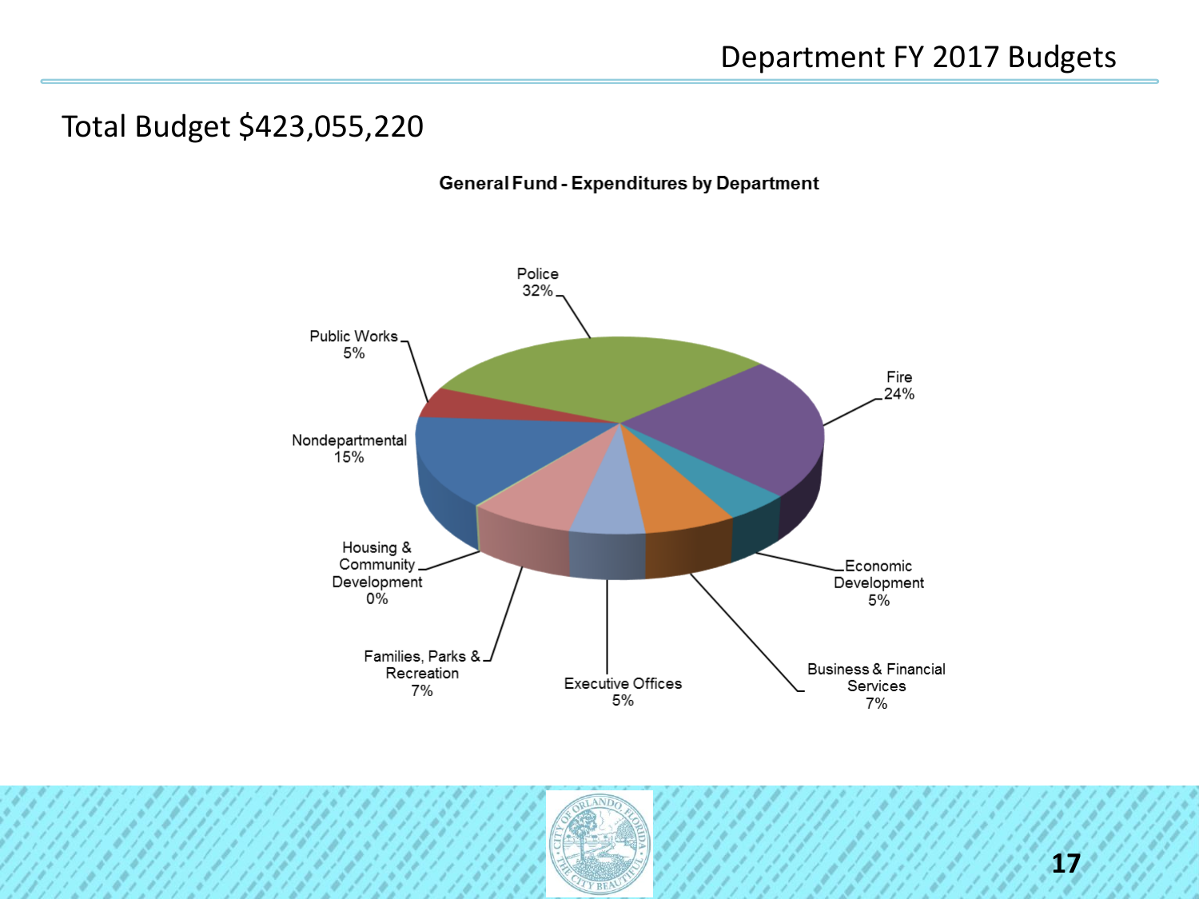# Department FY 2017 Budgets

## Total Budget $423,055,220

**General Fund - Expenditures by Department**

| Department | Percentage |
|---|---|
| Police | 32% |
| Fire | 24% |
| Economic Development | 5% |
| Business & Financial Services | 7% |
| Executive Offices | 5% |
| Families, Parks & Recreation | 7% |
| Housing & Community Development | 0% |
| Nondepartmental | 15% |
| Public Works | 5% |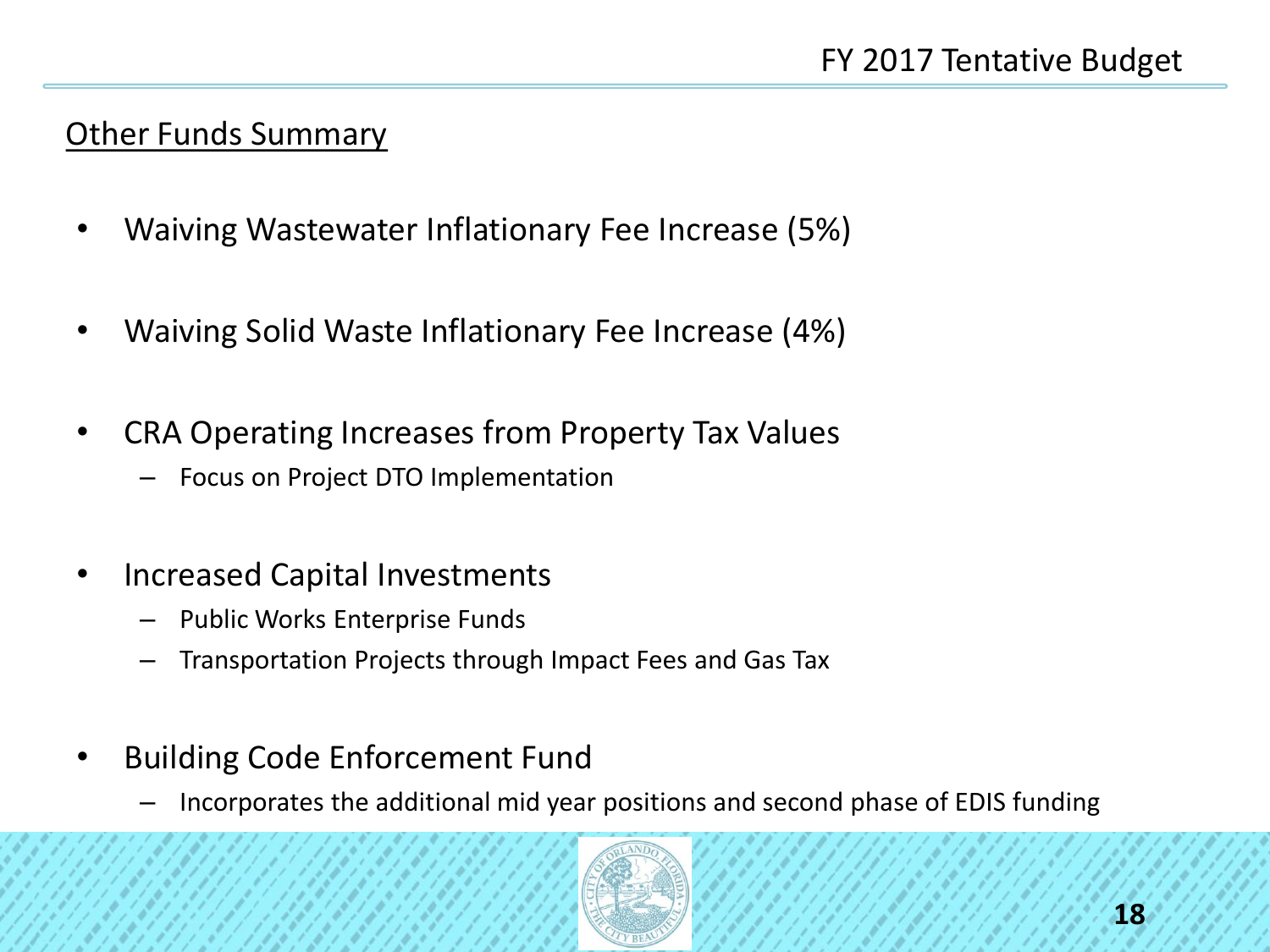## Other Funds Summary

- Waiving Wastewater Inflationary Fee Increase (5%)
- Waiving Solid Waste Inflationary Fee Increase (4%)
- CRA Operating Increases from Property Tax Values
  - Focus on Project DTO Implementation
- Increased Capital Investments
  - Public Works Enterprise Funds
  - Transportation Projects through Impact Fees and Gas Tax
- Building Code Enforcement Fund
  - Incorporates the additional mid year positions and second phase of EDIS funding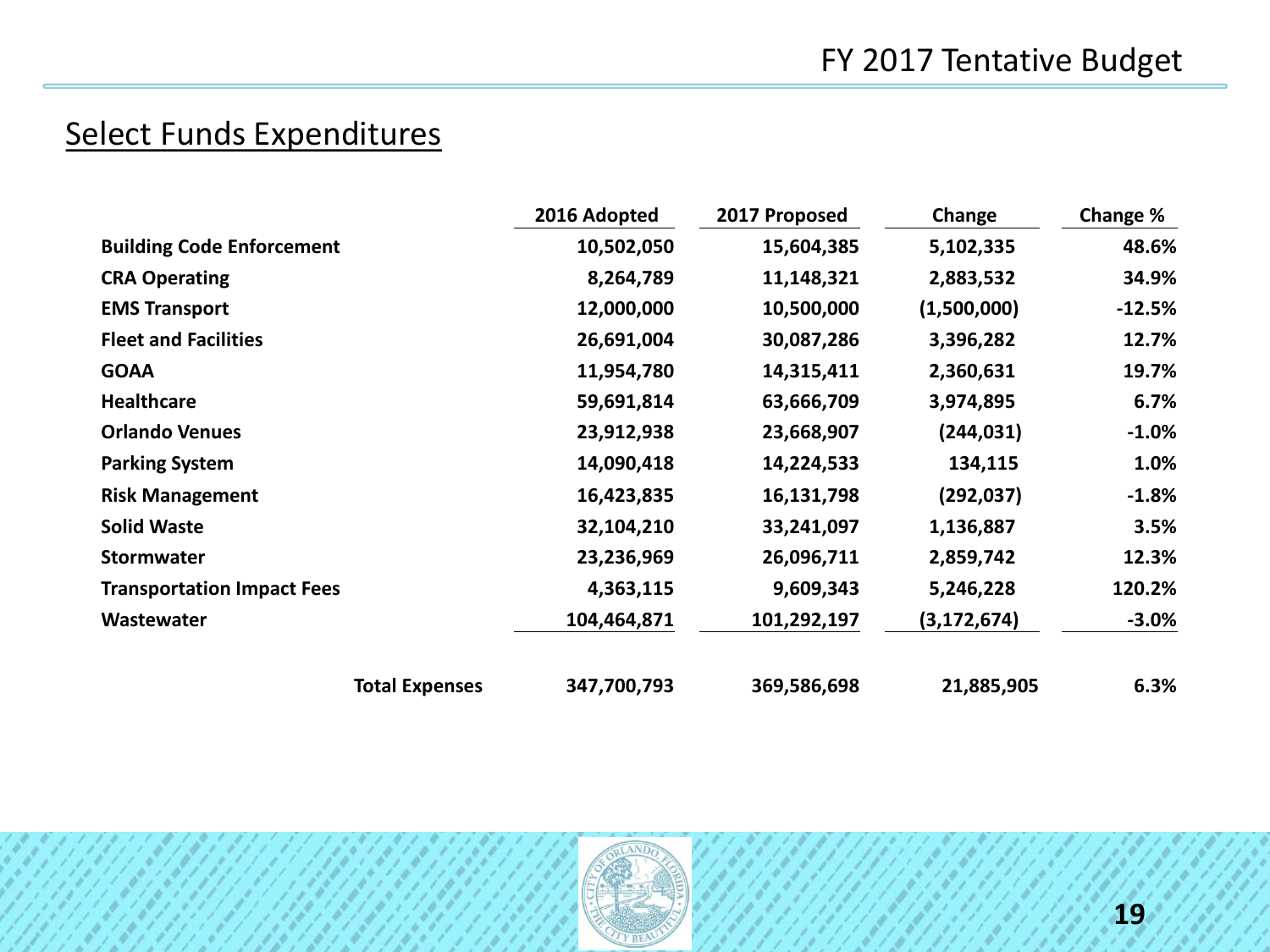# FY 2017 Tentative Budget

## Select Funds Expenditures

| | 2016 Adopted | 2017 Proposed | Change | Change % |
|---|---|---|---|---|
| **Building Code Enforcement** | **10,502,050** | **15,604,385** | **5,102,335** | **48.6%** |
| **CRA Operating** | **8,264,789** | **11,148,321** | **2,883,532** | **34.9%** |
| **EMS Transport** | **12,000,000** | **10,500,000** | **(1,500,000)** | **-12.5%** |
| **Fleet and Facilities** | **26,691,004** | **30,087,286** | **3,396,282** | **12.7%** |
| **GOAA** | **11,954,780** | **14,315,411** | **2,360,631** | **19.7%** |
| **Healthcare** | **59,691,814** | **63,666,709** | **3,974,895** | **6.7%** |
| **Orlando Venues** | **23,912,938** | **23,668,907** | **(244,031)** | **-1.0%** |
| **Parking System** | **14,090,418** | **14,224,533** | **134,115** | **1.0%** |
| **Risk Management** | **16,423,835** | **16,131,798** | **(292,037)** | **-1.8%** |
| **Solid Waste** | **32,104,210** | **33,241,097** | **1,136,887** | **3.5%** |
| **Stormwater** | **23,236,969** | **26,096,711** | **2,859,742** | **12.3%** |
| **Transportation Impact Fees** | **4,363,115** | **9,609,343** | **5,246,228** | **120.2%** |
| **Wastewater** | **104,464,871** | **101,292,197** | **(3,172,674)** | **-3.0%** |
| **Total Expenses** | **347,700,793** | **369,586,698** | **21,885,905** | **6.3%** |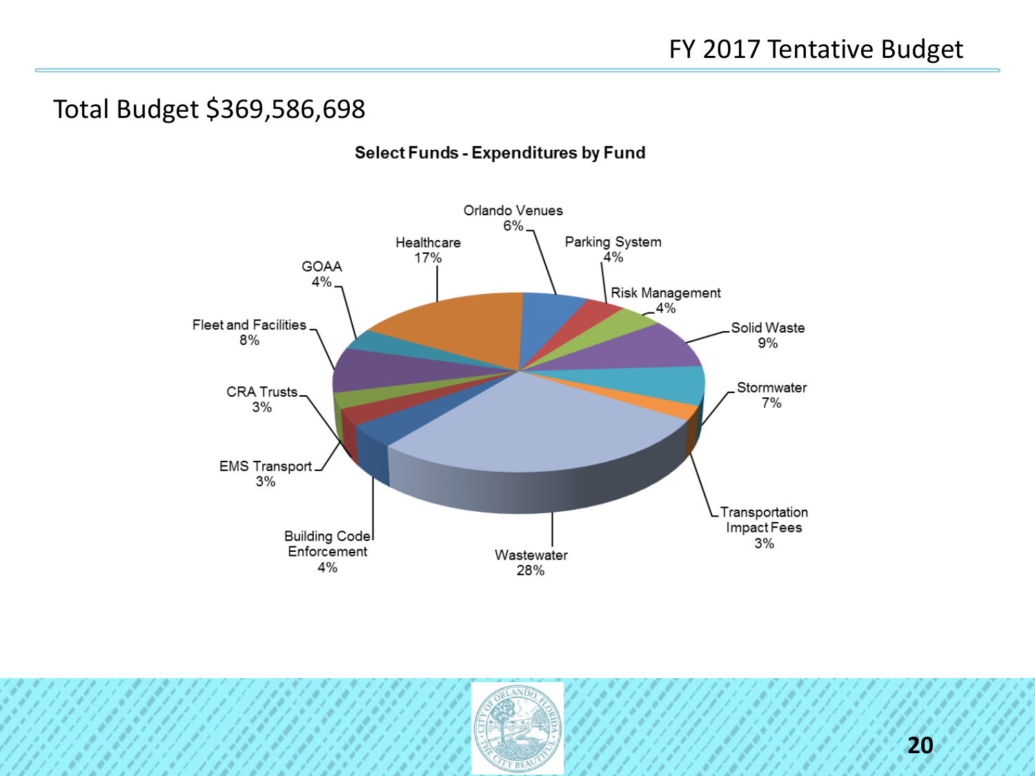# FY 2017 Tentative Budget

## Total Budget $369,586,698

**Select Funds - Expenditures by Fund**

| Fund | Percentage |
|---|---|
| Orlando Venues | 6% |
| Parking System | 4% |
| Risk Management | 4% |
| Solid Waste | 9% |
| Stormwater | 7% |
| Transportation Impact Fees | 3% |
| Wastewater | 28% |
| Building Code Enforcement | 4% |
| EMS Transport | 3% |
| CRA Trusts | 3% |
| Fleet and Facilities | 8% |
| GOAA | 4% |
| Healthcare | 17% |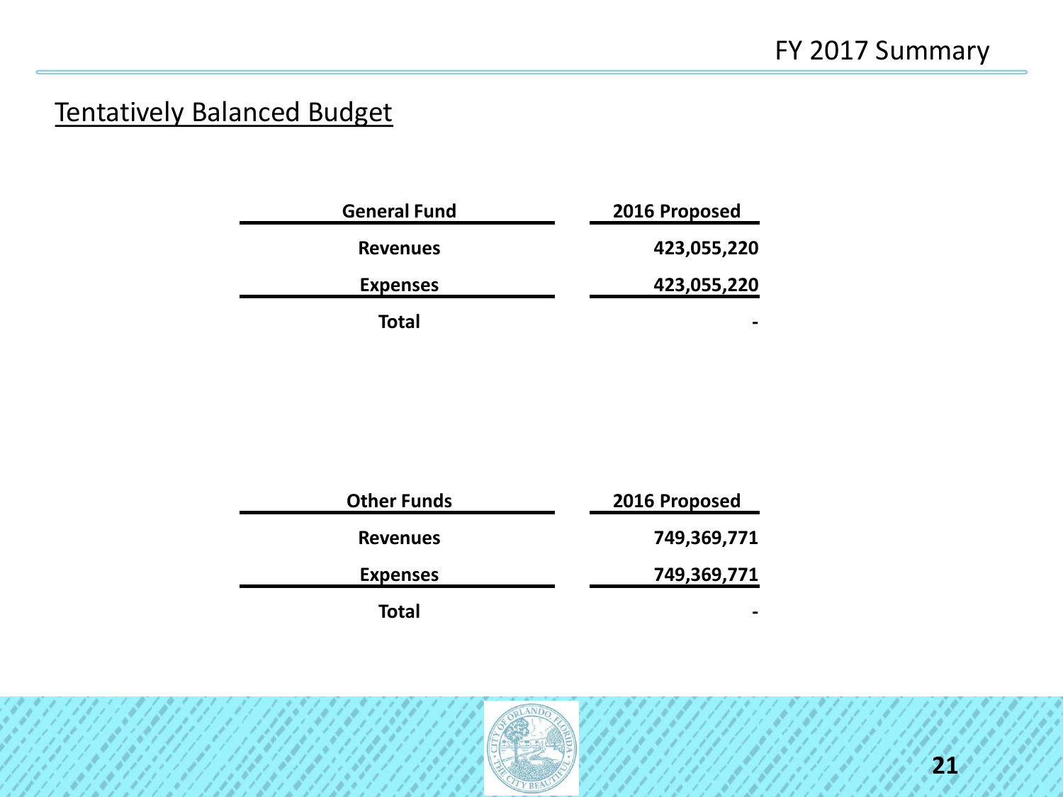# FY 2017 Summary

## Tentatively Balanced Budget

| General Fund | 2016 Proposed |
|---|---|
| Revenues | 423,055,220 |
| Expenses | 423,055,220 |
| Total | - |

| Other Funds | 2016 Proposed |
|---|---|
| Revenues | 749,369,771 |
| Expenses | 749,369,771 |
| Total | - |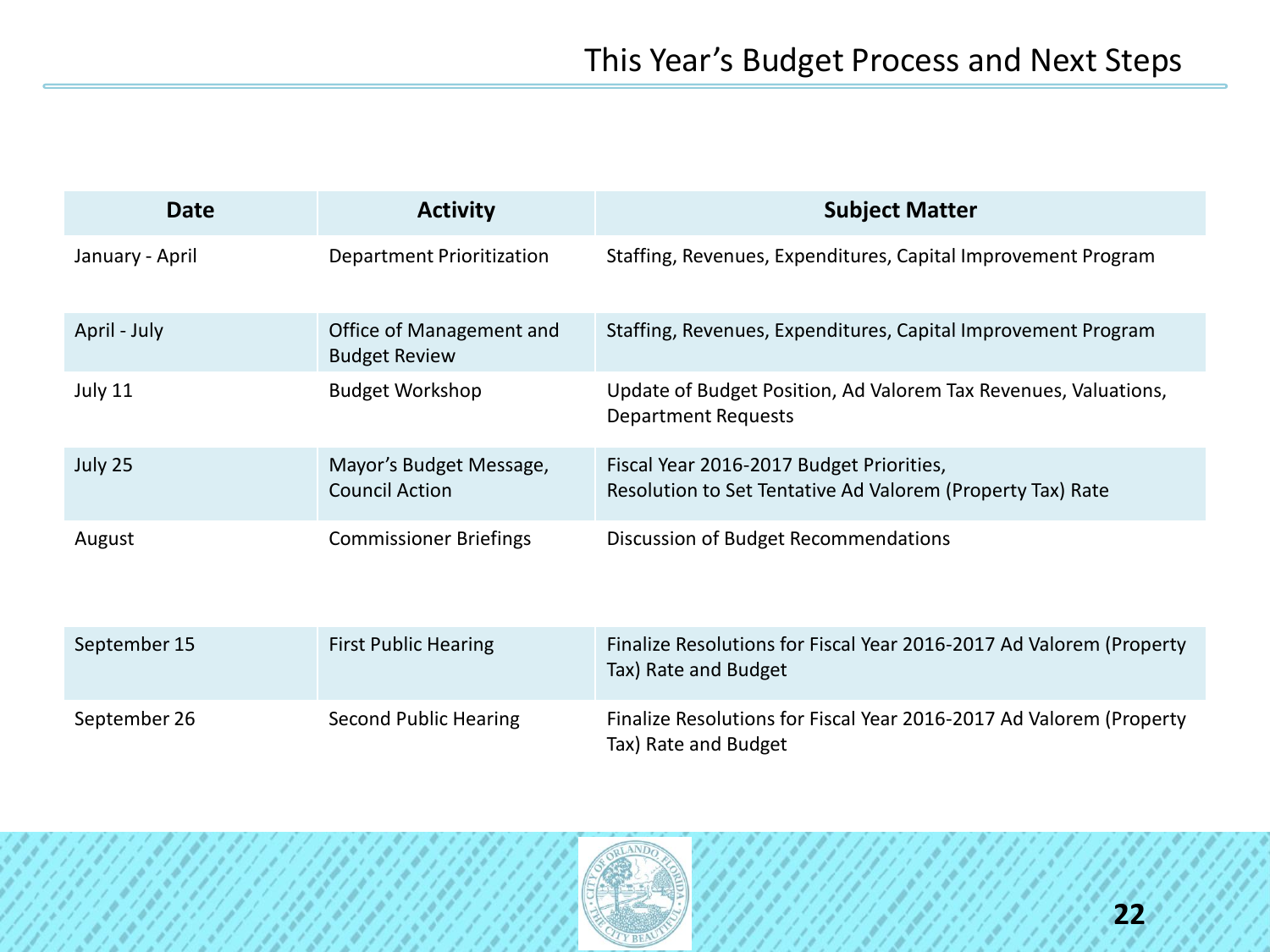# This Year's Budget Process and Next Steps

| Date | Activity | Subject Matter |
|---|---|---|
| January - April | Department Prioritization | Staffing, Revenues, Expenditures, Capital Improvement Program |
| April - July | Office of Management and Budget Review | Staffing, Revenues, Expenditures, Capital Improvement Program |
| July 11 | Budget Workshop | Update of Budget Position, Ad Valorem Tax Revenues, Valuations, Department Requests |
| July 25 | Mayor's Budget Message, Council Action | Fiscal Year 2016-2017 Budget Priorities, Resolution to Set Tentative Ad Valorem (Property Tax) Rate |
| August | Commissioner Briefings | Discussion of Budget Recommendations |
| September 15 | First Public Hearing | Finalize Resolutions for Fiscal Year 2016-2017 Ad Valorem (Property Tax) Rate and Budget |
| September 26 | Second Public Hearing | Finalize Resolutions for Fiscal Year 2016-2017 Ad Valorem (Property Tax) Rate and Budget |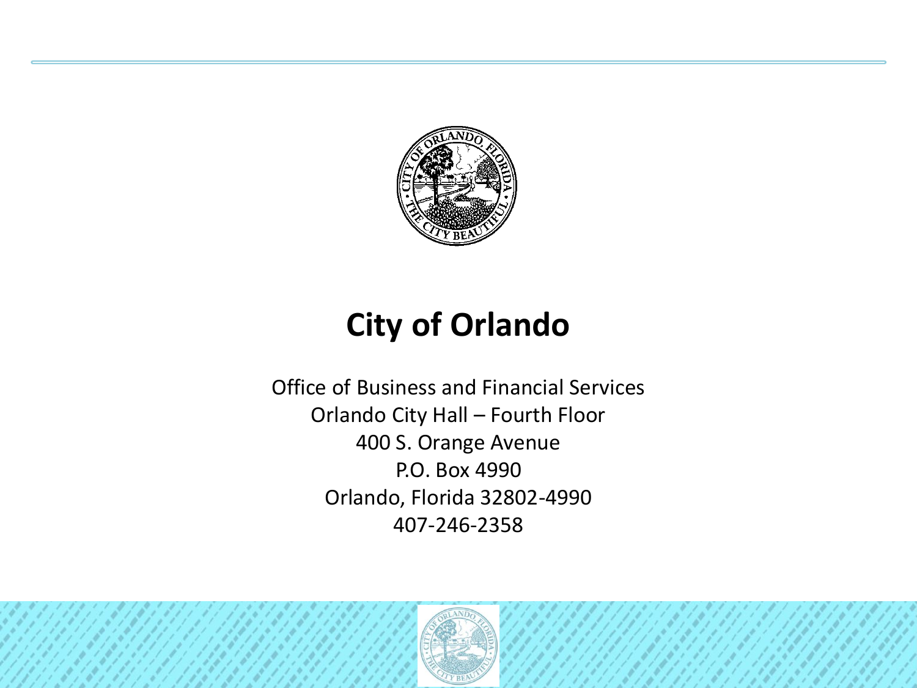# City of Orlando

Office of Business and Financial Services
Orlando City Hall – Fourth Floor
400 S. Orange Avenue
P.O. Box 4990
Orlando, Florida 32802-4990
407-246-2358